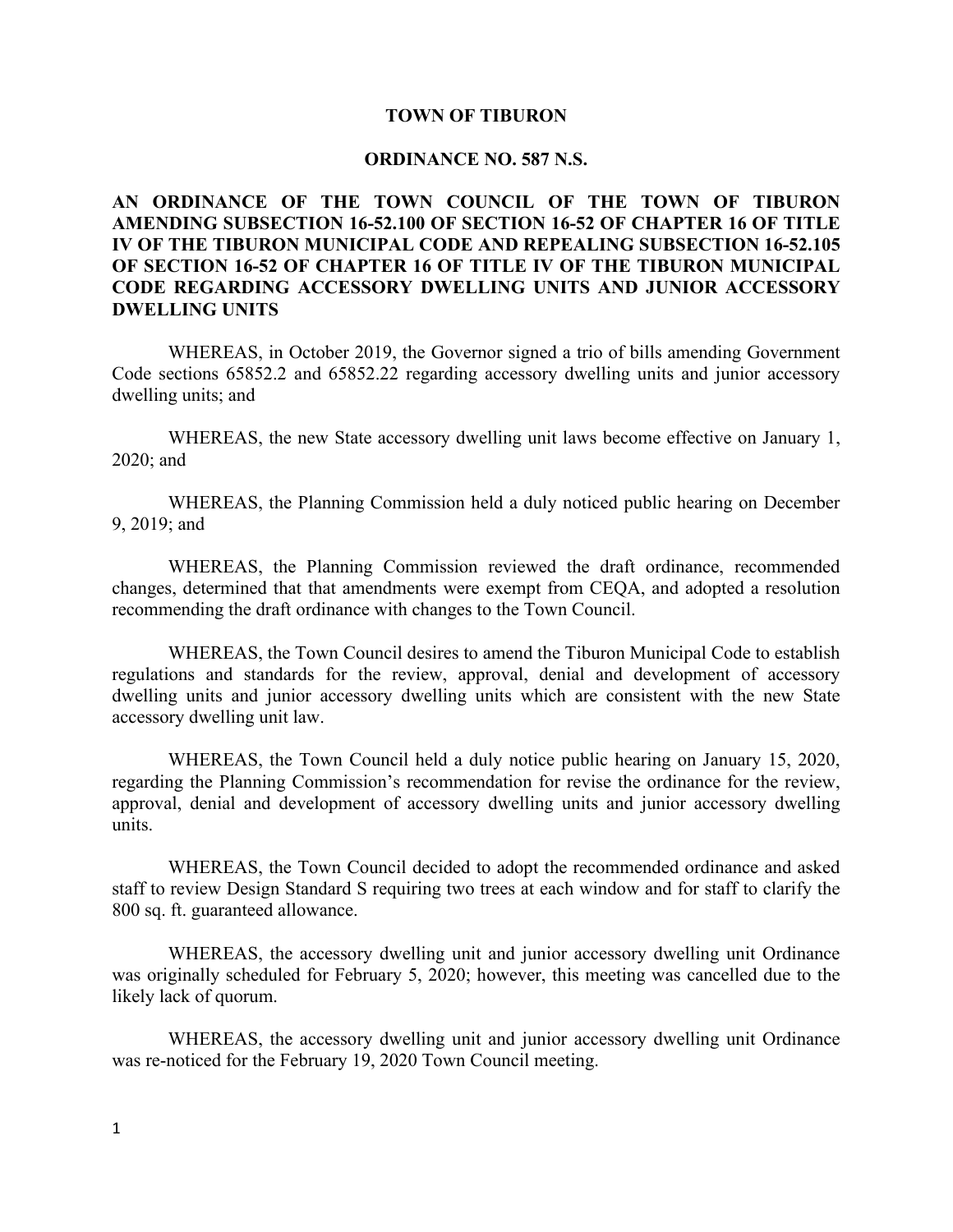# TOWN OF TIBURON

## ORDINANCE NO. 587 N.S.

**AN ORDINANCE OF THE TOWN COUNCIL OF THE TOWN OF TIBURON AMENDING SUBSECTION 16-52.100 OF SECTION 16-52 OF CHAPTER 16 OF TITLE IV OF THE TIBURON MUNICIPAL CODE AND REPEALING SUBSECTION 16-52.105 OF SECTION 16-52 OF CHAPTER 16 OF TITLE IV OF THE TIBURON MUNICIPAL CODE REGARDING ACCESSORY DWELLING UNITS AND JUNIOR ACCESSORY DWELLING UNITS**

WHEREAS, in October 2019, the Governor signed a trio of bills amending Government Code sections 65852.2 and 65852.22 regarding accessory dwelling units and junior accessory dwelling units; and

WHEREAS, the new State accessory dwelling unit laws become effective on January 1, 2020; and

WHEREAS, the Planning Commission held a duly noticed public hearing on December 9, 2019; and

WHEREAS, the Planning Commission reviewed the draft ordinance, recommended changes, determined that that amendments were exempt from CEQA, and adopted a resolution recommending the draft ordinance with changes to the Town Council.

WHEREAS, the Town Council desires to amend the Tiburon Municipal Code to establish regulations and standards for the review, approval, denial and development of accessory dwelling units and junior accessory dwelling units which are consistent with the new State accessory dwelling unit law.

WHEREAS, the Town Council held a duly notice public hearing on January 15, 2020, regarding the Planning Commission's recommendation for revise the ordinance for the review, approval, denial and development of accessory dwelling units and junior accessory dwelling units.

WHEREAS, the Town Council decided to adopt the recommended ordinance and asked staff to review Design Standard S requiring two trees at each window and for staff to clarify the 800 sq. ft. guaranteed allowance.

WHEREAS, the accessory dwelling unit and junior accessory dwelling unit Ordinance was originally scheduled for February 5, 2020; however, this meeting was cancelled due to the likely lack of quorum.

WHEREAS, the accessory dwelling unit and junior accessory dwelling unit Ordinance was re-noticed for the February 19, 2020 Town Council meeting.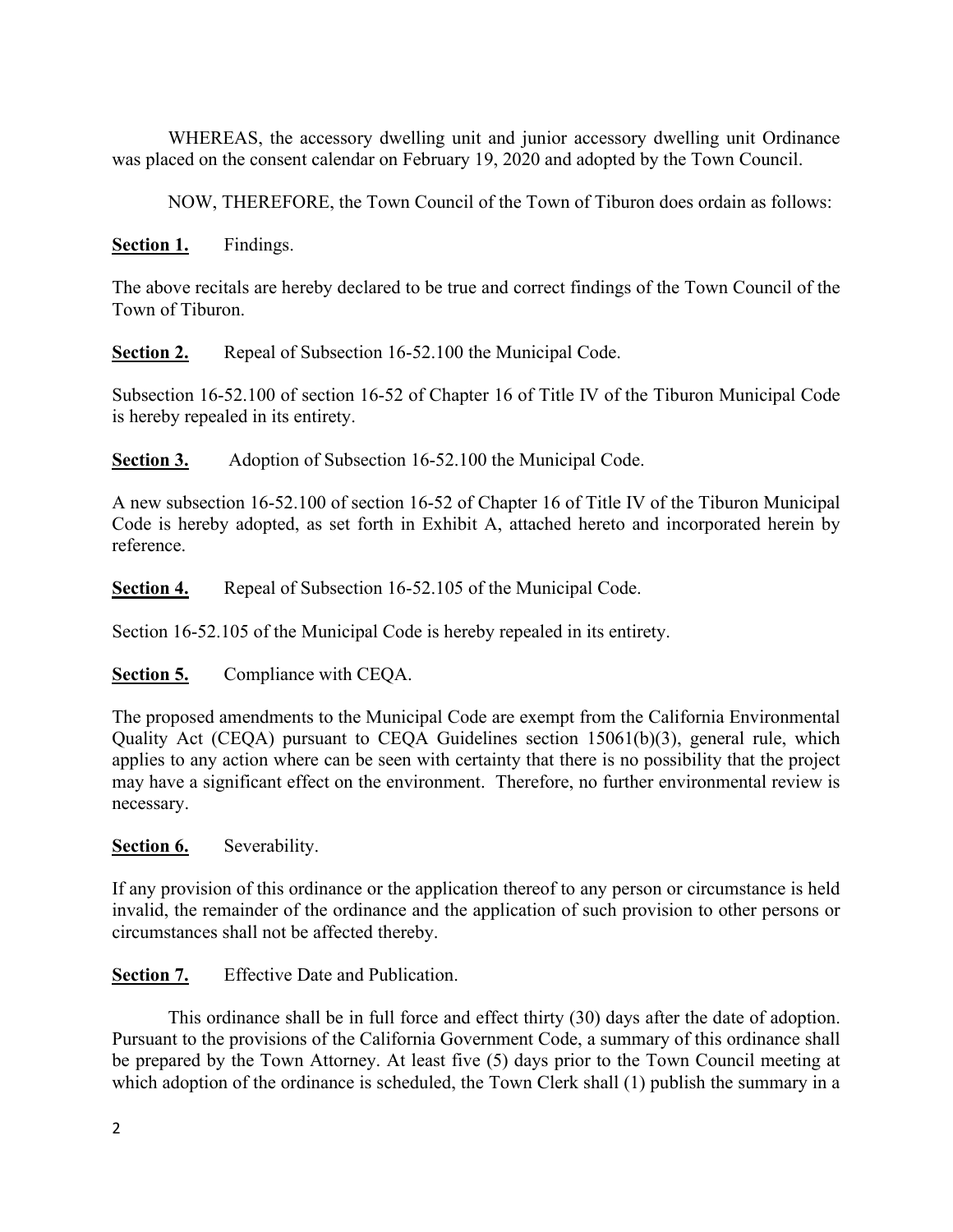WHEREAS, the accessory dwelling unit and junior accessory dwelling unit Ordinance was placed on the consent calendar on February 19, 2020 and adopted by the Town Council.

NOW, THEREFORE, the Town Council of the Town of Tiburon does ordain as follows:

**Section 1.** Findings.

The above recitals are hereby declared to be true and correct findings of the Town Council of the Town of Tiburon.

**Section 2.** Repeal of Subsection 16-52.100 the Municipal Code.

Subsection 16-52.100 of section 16-52 of Chapter 16 of Title IV of the Tiburon Municipal Code is hereby repealed in its entirety.

**Section 3.** Adoption of Subsection 16-52.100 the Municipal Code.

A new subsection 16-52.100 of section 16-52 of Chapter 16 of Title IV of the Tiburon Municipal Code is hereby adopted, as set forth in Exhibit A, attached hereto and incorporated herein by reference.

**Section 4.** Repeal of Subsection 16-52.105 of the Municipal Code.

Section 16-52.105 of the Municipal Code is hereby repealed in its entirety.

**Section 5.** Compliance with CEQA.

The proposed amendments to the Municipal Code are exempt from the California Environmental Quality Act (CEQA) pursuant to CEQA Guidelines section 15061(b)(3), general rule, which applies to any action where can be seen with certainty that there is no possibility that the project may have a significant effect on the environment. Therefore, no further environmental review is necessary.

**Section 6.** Severability.

If any provision of this ordinance or the application thereof to any person or circumstance is held invalid, the remainder of the ordinance and the application of such provision to other persons or circumstances shall not be affected thereby.

**Section 7.** Effective Date and Publication.

This ordinance shall be in full force and effect thirty (30) days after the date of adoption. Pursuant to the provisions of the California Government Code, a summary of this ordinance shall be prepared by the Town Attorney. At least five (5) days prior to the Town Council meeting at which adoption of the ordinance is scheduled, the Town Clerk shall (1) publish the summary in a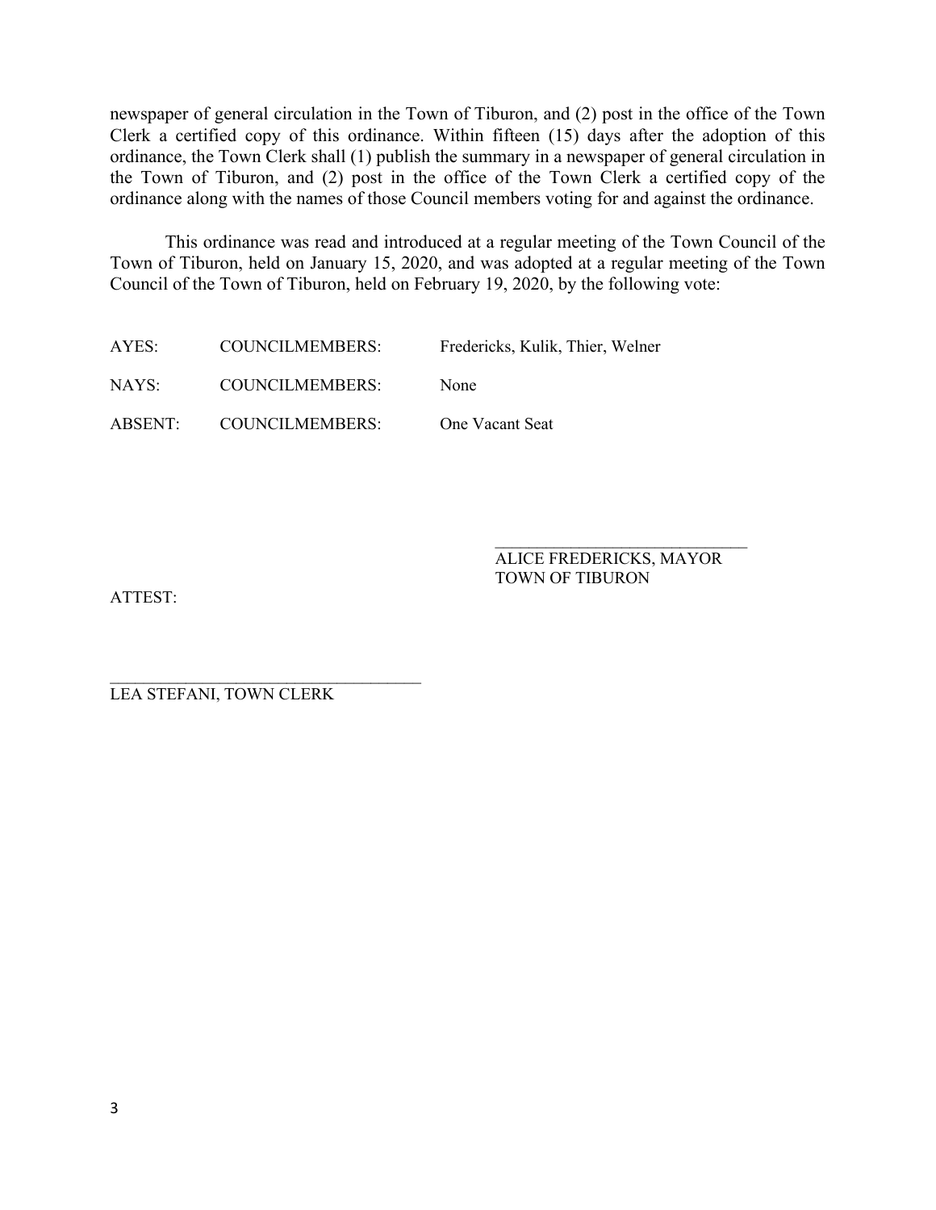newspaper of general circulation in the Town of Tiburon, and (2) post in the office of the Town Clerk a certified copy of this ordinance. Within fifteen (15) days after the adoption of this ordinance, the Town Clerk shall (1) publish the summary in a newspaper of general circulation in the Town of Tiburon, and (2) post in the office of the Town Clerk a certified copy of the ordinance along with the names of those Council members voting for and against the ordinance.

This ordinance was read and introduced at a regular meeting of the Town Council of the Town of Tiburon, held on January 15, 2020, and was adopted at a regular meeting of the Town Council of the Town of Tiburon, held on February 19, 2020, by the following vote:

| | | |
|---|---|---|
| AYES: | COUNCILMEMBERS: | Fredericks, Kulik, Thier, Welner |
| NAYS: | COUNCILMEMBERS: | None |
| ABSENT: | COUNCILMEMBERS: | One Vacant Seat |

_____________________________
ALICE FREDERICKS, MAYOR
TOWN OF TIBURON

ATTEST:

_____________________________________
LEA STEFANI, TOWN CLERK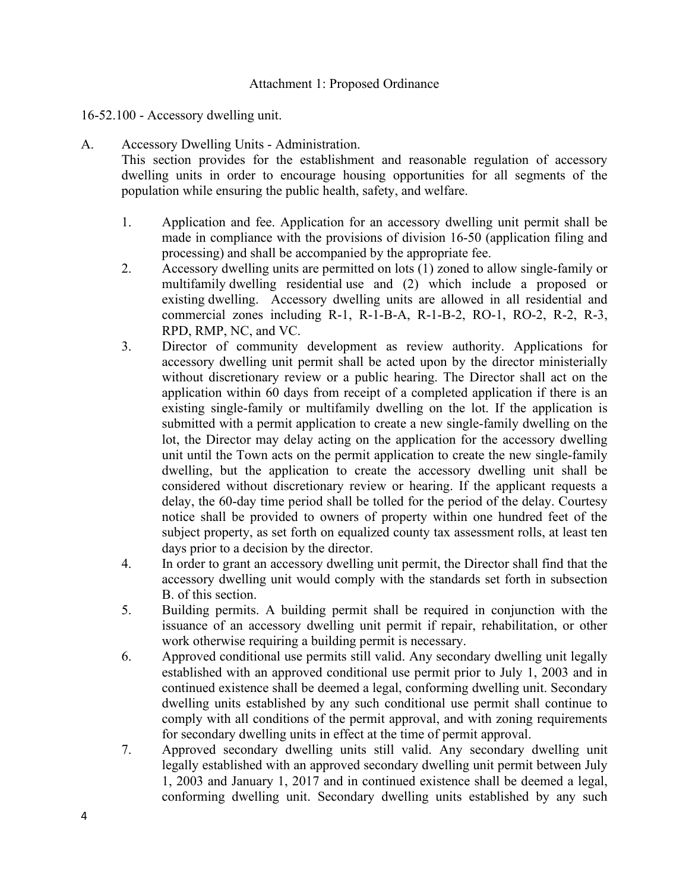Attachment 1: Proposed Ordinance

16-52.100 - Accessory dwelling unit.

A. Accessory Dwelling Units - Administration.
This section provides for the establishment and reasonable regulation of accessory dwelling units in order to encourage housing opportunities for all segments of the population while ensuring the public health, safety, and welfare.

1. Application and fee. Application for an accessory dwelling unit permit shall be made in compliance with the provisions of division 16-50 (application filing and processing) and shall be accompanied by the appropriate fee.
2. Accessory dwelling units are permitted on lots (1) zoned to allow single-family or multifamily dwelling residential use and (2) which include a proposed or existing dwelling. Accessory dwelling units are allowed in all residential and commercial zones including R-1, R-1-B-A, R-1-B-2, RO-1, RO-2, R-2, R-3, RPD, RMP, NC, and VC.
3. Director of community development as review authority. Applications for accessory dwelling unit permit shall be acted upon by the director ministerially without discretionary review or a public hearing. The Director shall act on the application within 60 days from receipt of a completed application if there is an existing single-family or multifamily dwelling on the lot. If the application is submitted with a permit application to create a new single-family dwelling on the lot, the Director may delay acting on the application for the accessory dwelling unit until the Town acts on the permit application to create the new single-family dwelling, but the application to create the accessory dwelling unit shall be considered without discretionary review or hearing. If the applicant requests a delay, the 60-day time period shall be tolled for the period of the delay. Courtesy notice shall be provided to owners of property within one hundred feet of the subject property, as set forth on equalized county tax assessment rolls, at least ten days prior to a decision by the director.
4. In order to grant an accessory dwelling unit permit, the Director shall find that the accessory dwelling unit would comply with the standards set forth in subsection B. of this section.
5. Building permits. A building permit shall be required in conjunction with the issuance of an accessory dwelling unit permit if repair, rehabilitation, or other work otherwise requiring a building permit is necessary.
6. Approved conditional use permits still valid. Any secondary dwelling unit legally established with an approved conditional use permit prior to July 1, 2003 and in continued existence shall be deemed a legal, conforming dwelling unit. Secondary dwelling units established by any such conditional use permit shall continue to comply with all conditions of the permit approval, and with zoning requirements for secondary dwelling units in effect at the time of permit approval.
7. Approved secondary dwelling units still valid. Any secondary dwelling unit legally established with an approved secondary dwelling unit permit between July 1, 2003 and January 1, 2017 and in continued existence shall be deemed a legal, conforming dwelling unit. Secondary dwelling units established by any such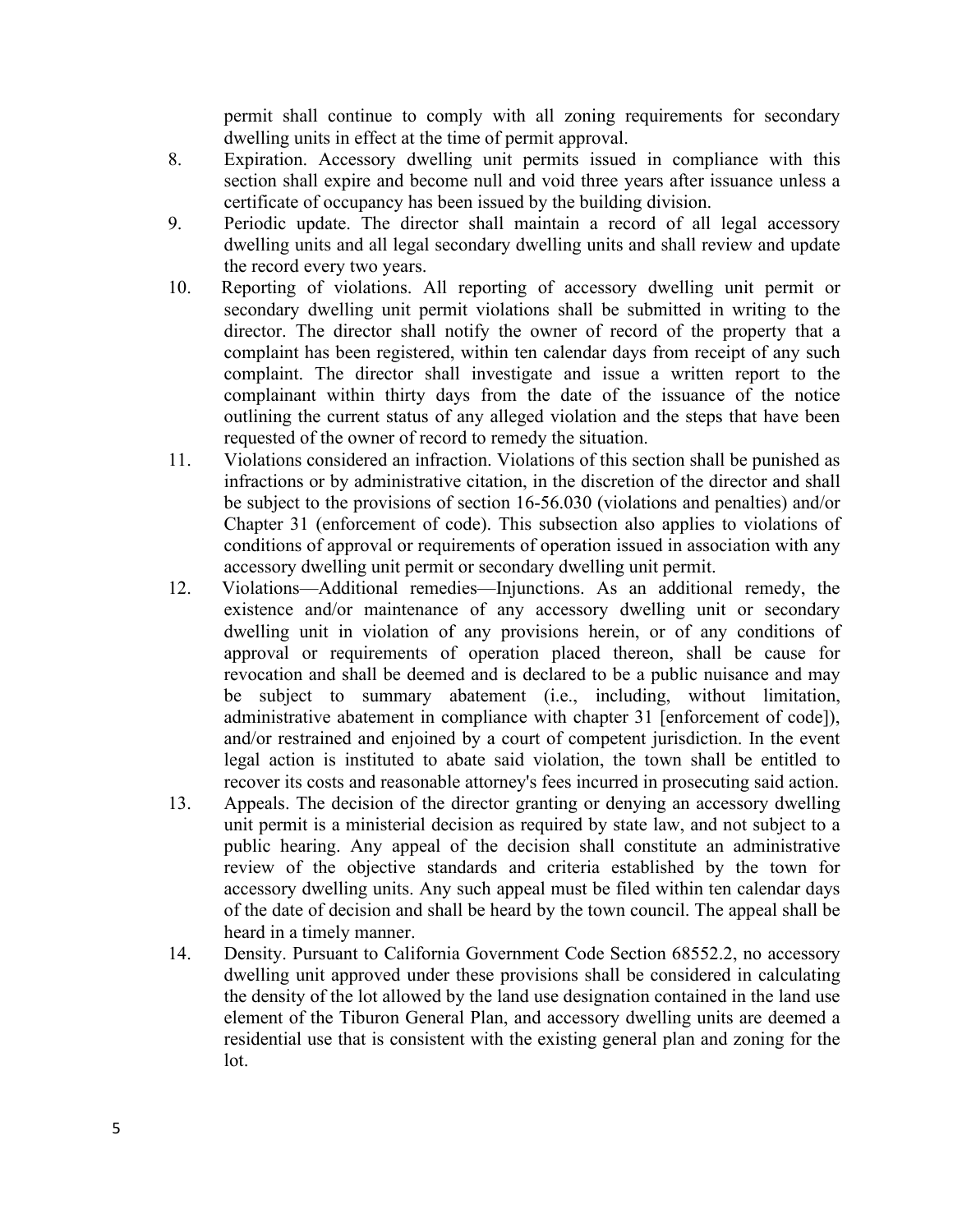permit shall continue to comply with all zoning requirements for secondary dwelling units in effect at the time of permit approval.

8. Expiration. Accessory dwelling unit permits issued in compliance with this section shall expire and become null and void three years after issuance unless a certificate of occupancy has been issued by the building division.

9. Periodic update. The director shall maintain a record of all legal accessory dwelling units and all legal secondary dwelling units and shall review and update the record every two years.

10. Reporting of violations. All reporting of accessory dwelling unit permit or secondary dwelling unit permit violations shall be submitted in writing to the director. The director shall notify the owner of record of the property that a complaint has been registered, within ten calendar days from receipt of any such complaint. The director shall investigate and issue a written report to the complainant within thirty days from the date of the issuance of the notice outlining the current status of any alleged violation and the steps that have been requested of the owner of record to remedy the situation.

11. Violations considered an infraction. Violations of this section shall be punished as infractions or by administrative citation, in the discretion of the director and shall be subject to the provisions of section 16-56.030 (violations and penalties) and/or Chapter 31 (enforcement of code). This subsection also applies to violations of conditions of approval or requirements of operation issued in association with any accessory dwelling unit permit or secondary dwelling unit permit.

12. Violations—Additional remedies—Injunctions. As an additional remedy, the existence and/or maintenance of any accessory dwelling unit or secondary dwelling unit in violation of any provisions herein, or of any conditions of approval or requirements of operation placed thereon, shall be cause for revocation and shall be deemed and is declared to be a public nuisance and may be subject to summary abatement (i.e., including, without limitation, administrative abatement in compliance with chapter 31 [enforcement of code]), and/or restrained and enjoined by a court of competent jurisdiction. In the event legal action is instituted to abate said violation, the town shall be entitled to recover its costs and reasonable attorney's fees incurred in prosecuting said action.

13. Appeals. The decision of the director granting or denying an accessory dwelling unit permit is a ministerial decision as required by state law, and not subject to a public hearing. Any appeal of the decision shall constitute an administrative review of the objective standards and criteria established by the town for accessory dwelling units. Any such appeal must be filed within ten calendar days of the date of decision and shall be heard by the town council. The appeal shall be heard in a timely manner.

14. Density. Pursuant to California Government Code Section 68552.2, no accessory dwelling unit approved under these provisions shall be considered in calculating the density of the lot allowed by the land use designation contained in the land use element of the Tiburon General Plan, and accessory dwelling units are deemed a residential use that is consistent with the existing general plan and zoning for the lot.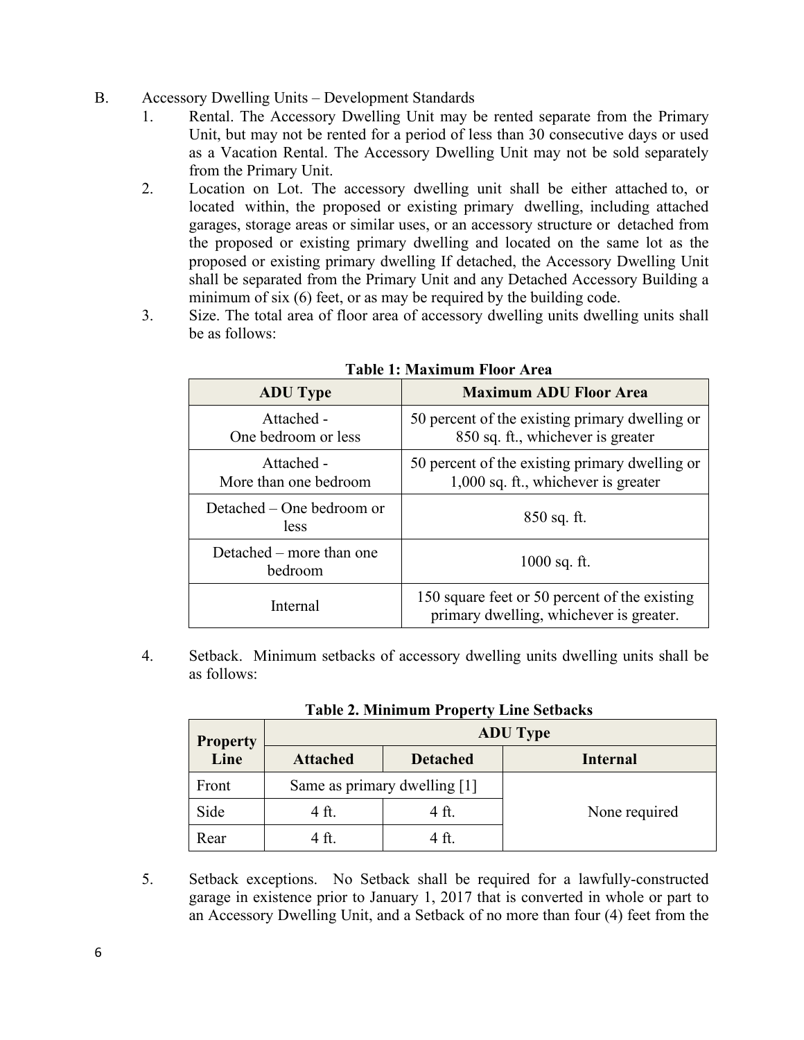B. Accessory Dwelling Units – Development Standards

1. Rental. The Accessory Dwelling Unit may be rented separate from the Primary Unit, but may not be rented for a period of less than 30 consecutive days or used as a Vacation Rental. The Accessory Dwelling Unit may not be sold separately from the Primary Unit.
2. Location on Lot. The accessory dwelling unit shall be either attached to, or located within, the proposed or existing primary dwelling, including attached garages, storage areas or similar uses, or an accessory structure or detached from the proposed or existing primary dwelling and located on the same lot as the proposed or existing primary dwelling If detached, the Accessory Dwelling Unit shall be separated from the Primary Unit and any Detached Accessory Building a minimum of six (6) feet, or as may be required by the building code.
3. Size. The total area of floor area of accessory dwelling units dwelling units shall be as follows:

**Table 1: Maximum Floor Area**

| ADU Type | Maximum ADU Floor Area |
|---|---|
| Attached - One bedroom or less | 50 percent of the existing primary dwelling or 850 sq. ft., whichever is greater |
| Attached - More than one bedroom | 50 percent of the existing primary dwelling or 1,000 sq. ft., whichever is greater |
| Detached – One bedroom or less | 850 sq. ft. |
| Detached – more than one bedroom | 1000 sq. ft. |
| Internal | 150 square feet or 50 percent of the existing primary dwelling, whichever is greater. |

4. Setback. Minimum setbacks of accessory dwelling units dwelling units shall be as follows:

**Table 2. Minimum Property Line Setbacks**

| Property Line | ADU Type | | |
|---|---|---|---|
| | Attached | Detached | Internal |
| Front | Same as primary dwelling [1] | | None required |
| Side | 4 ft. | 4 ft. | |
| Rear | 4 ft. | 4 ft. | |

5. Setback exceptions. No Setback shall be required for a lawfully-constructed garage in existence prior to January 1, 2017 that is converted in whole or part to an Accessory Dwelling Unit, and a Setback of no more than four (4) feet from the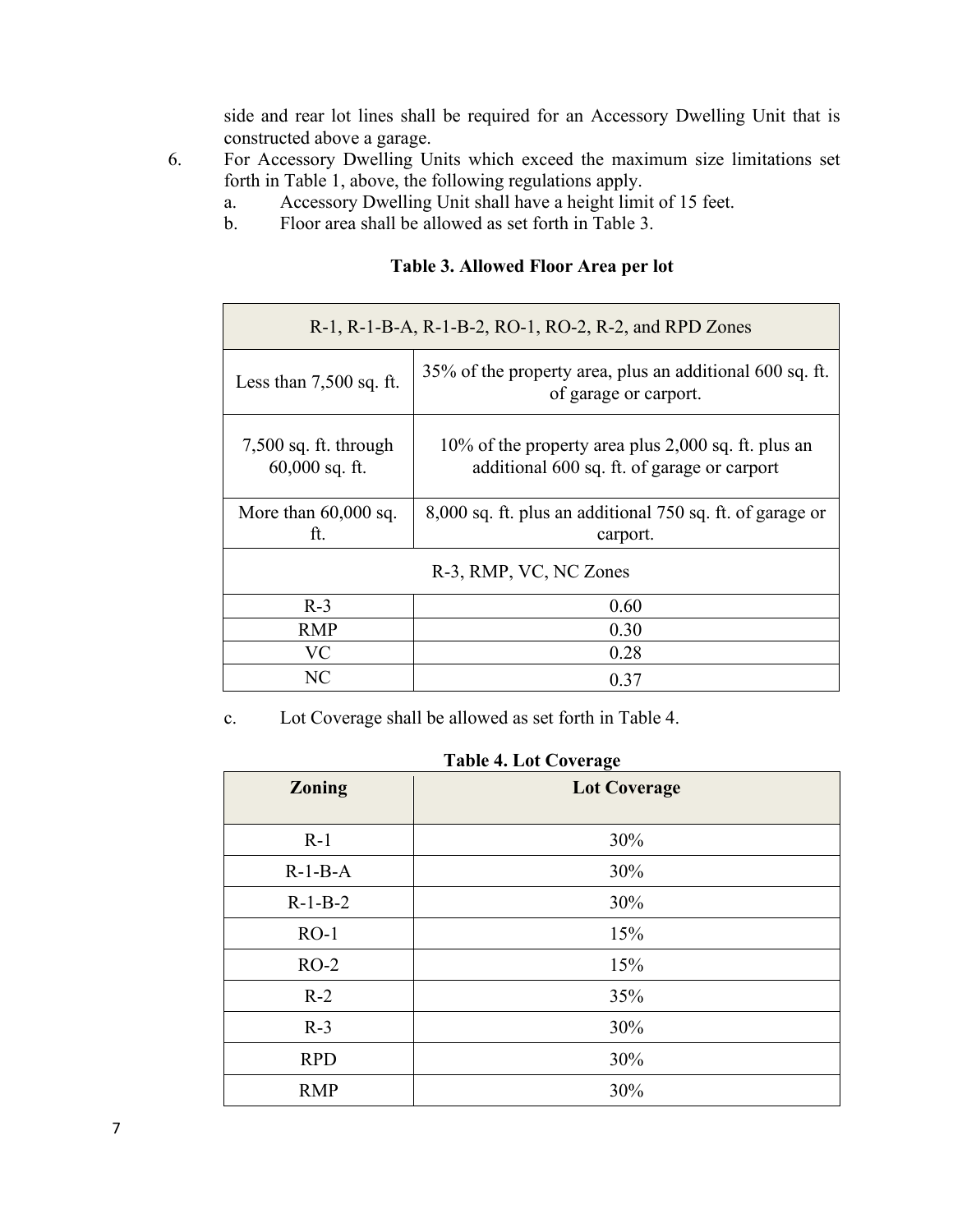side and rear lot lines shall be required for an Accessory Dwelling Unit that is constructed above a garage.

6. For Accessory Dwelling Units which exceed the maximum size limitations set forth in Table 1, above, the following regulations apply.
   a. Accessory Dwelling Unit shall have a height limit of 15 feet.
   b. Floor area shall be allowed as set forth in Table 3.

**Table 3. Allowed Floor Area per lot**

| R-1, R-1-B-A, R-1-B-2, RO-1, RO-2, R-2, and RPD Zones | |
|---|---|
| Less than 7,500 sq. ft. | 35% of the property area, plus an additional 600 sq. ft. of garage or carport. |
| 7,500 sq. ft. through 60,000 sq. ft. | 10% of the property area plus 2,000 sq. ft. plus an additional 600 sq. ft. of garage or carport |
| More than 60,000 sq. ft. | 8,000 sq. ft. plus an additional 750 sq. ft. of garage or carport. |
| R-3, RMP, VC, NC Zones | |
| R-3 | 0.60 |
| RMP | 0.30 |
| VC | 0.28 |
| NC | 0.37 |

   c. Lot Coverage shall be allowed as set forth in Table 4.

**Table 4. Lot Coverage**

| Zoning | Lot Coverage |
|---|---|
| R-1 | 30% |
| R-1-B-A | 30% |
| R-1-B-2 | 30% |
| RO-1 | 15% |
| RO-2 | 15% |
| R-2 | 35% |
| R-3 | 30% |
| RPD | 30% |
| RMP | 30% |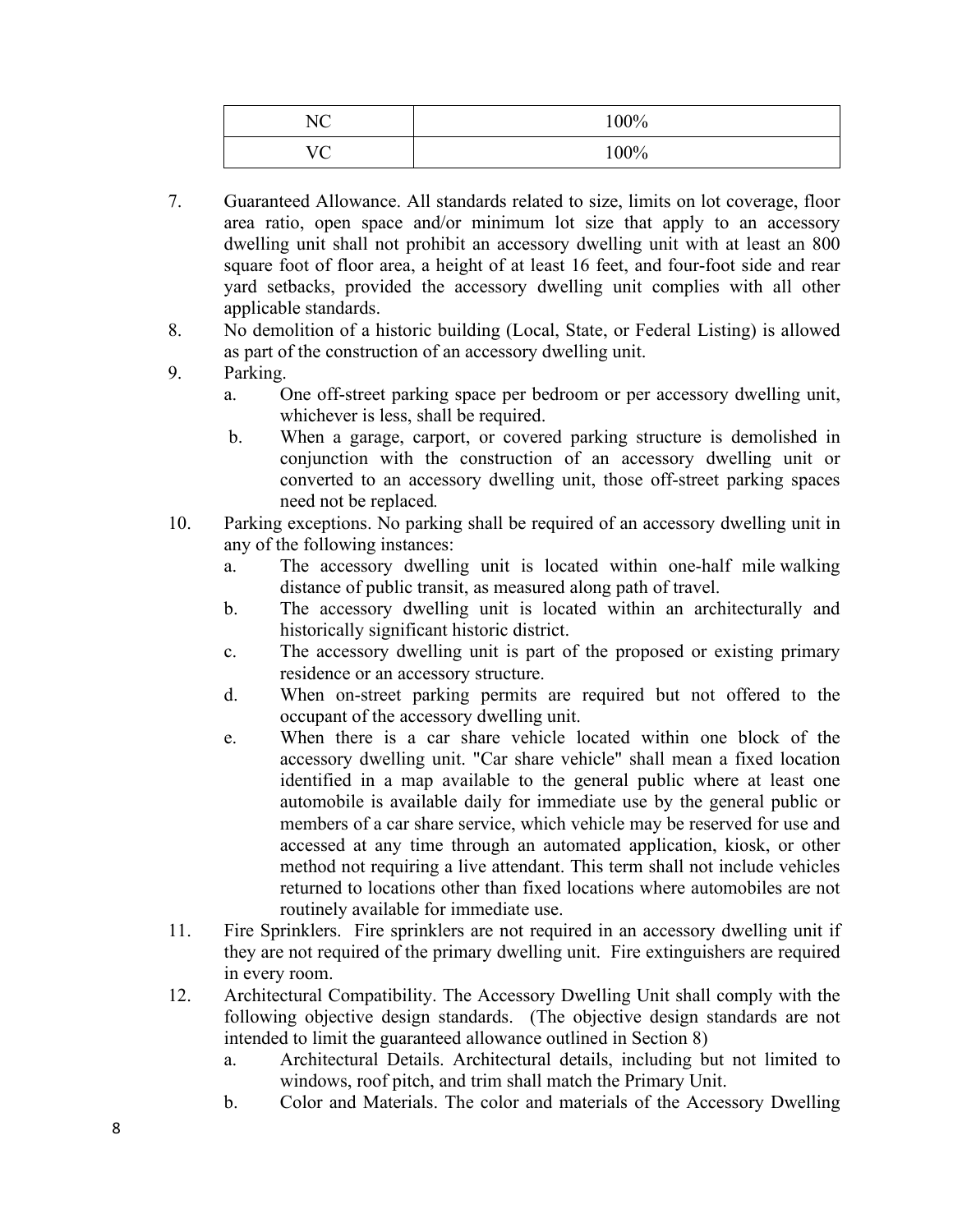| NC | 100% |
|---|---|
| VC | 100% |

7. Guaranteed Allowance. All standards related to size, limits on lot coverage, floor area ratio, open space and/or minimum lot size that apply to an accessory dwelling unit shall not prohibit an accessory dwelling unit with at least an 800 square foot of floor area, a height of at least 16 feet, and four-foot side and rear yard setbacks, provided the accessory dwelling unit complies with all other applicable standards.
8. No demolition of a historic building (Local, State, or Federal Listing) is allowed as part of the construction of an accessory dwelling unit.
9. Parking.
   a. One off-street parking space per bedroom or per accessory dwelling unit, whichever is less, shall be required.
   b. When a garage, carport, or covered parking structure is demolished in conjunction with the construction of an accessory dwelling unit or converted to an accessory dwelling unit, those off-street parking spaces need not be replaced.
10. Parking exceptions. No parking shall be required of an accessory dwelling unit in any of the following instances:
    a. The accessory dwelling unit is located within one-half mile walking distance of public transit, as measured along path of travel.
    b. The accessory dwelling unit is located within an architecturally and historically significant historic district.
    c. The accessory dwelling unit is part of the proposed or existing primary residence or an accessory structure.
    d. When on-street parking permits are required but not offered to the occupant of the accessory dwelling unit.
    e. When there is a car share vehicle located within one block of the accessory dwelling unit. "Car share vehicle" shall mean a fixed location identified in a map available to the general public where at least one automobile is available daily for immediate use by the general public or members of a car share service, which vehicle may be reserved for use and accessed at any time through an automated application, kiosk, or other method not requiring a live attendant. This term shall not include vehicles returned to locations other than fixed locations where automobiles are not routinely available for immediate use.
11. Fire Sprinklers. Fire sprinklers are not required in an accessory dwelling unit if they are not required of the primary dwelling unit. Fire extinguishers are required in every room.
12. Architectural Compatibility. The Accessory Dwelling Unit shall comply with the following objective design standards. (The objective design standards are not intended to limit the guaranteed allowance outlined in Section 8)
    a. Architectural Details. Architectural details, including but not limited to windows, roof pitch, and trim shall match the Primary Unit.
    b. Color and Materials. The color and materials of the Accessory Dwelling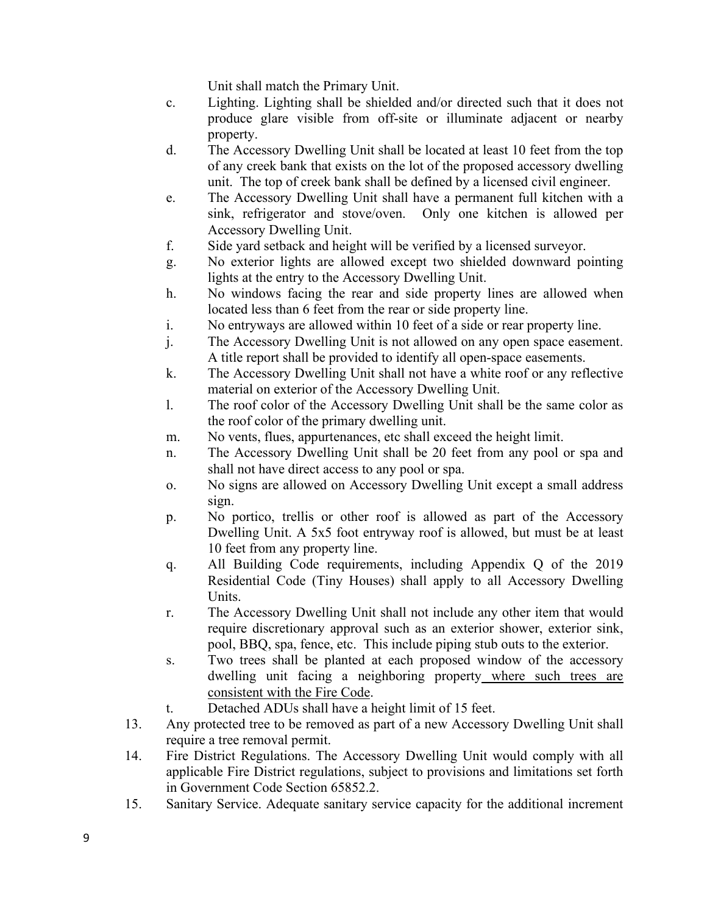Unit shall match the Primary Unit.

c. Lighting. Lighting shall be shielded and/or directed such that it does not produce glare visible from off-site or illuminate adjacent or nearby property.
d. The Accessory Dwelling Unit shall be located at least 10 feet from the top of any creek bank that exists on the lot of the proposed accessory dwelling unit. The top of creek bank shall be defined by a licensed civil engineer.
e. The Accessory Dwelling Unit shall have a permanent full kitchen with a sink, refrigerator and stove/oven. Only one kitchen is allowed per Accessory Dwelling Unit.
f. Side yard setback and height will be verified by a licensed surveyor.
g. No exterior lights are allowed except two shielded downward pointing lights at the entry to the Accessory Dwelling Unit.
h. No windows facing the rear and side property lines are allowed when located less than 6 feet from the rear or side property line.
i. No entryways are allowed within 10 feet of a side or rear property line.
j. The Accessory Dwelling Unit is not allowed on any open space easement. A title report shall be provided to identify all open-space easements.
k. The Accessory Dwelling Unit shall not have a white roof or any reflective material on exterior of the Accessory Dwelling Unit.
l. The roof color of the Accessory Dwelling Unit shall be the same color as the roof color of the primary dwelling unit.
m. No vents, flues, appurtenances, etc shall exceed the height limit.
n. The Accessory Dwelling Unit shall be 20 feet from any pool or spa and shall not have direct access to any pool or spa.
o. No signs are allowed on Accessory Dwelling Unit except a small address sign.
p. No portico, trellis or other roof is allowed as part of the Accessory Dwelling Unit. A 5x5 foot entryway roof is allowed, but must be at least 10 feet from any property line.
q. All Building Code requirements, including Appendix Q of the 2019 Residential Code (Tiny Houses) shall apply to all Accessory Dwelling Units.
r. The Accessory Dwelling Unit shall not include any other item that would require discretionary approval such as an exterior shower, exterior sink, pool, BBQ, spa, fence, etc. This include piping stub outs to the exterior.
s. Two trees shall be planted at each proposed window of the accessory dwelling unit facing a neighboring property where such trees are consistent with the Fire Code.
t. Detached ADUs shall have a height limit of 15 feet.

13. Any protected tree to be removed as part of a new Accessory Dwelling Unit shall require a tree removal permit.
14. Fire District Regulations. The Accessory Dwelling Unit would comply with all applicable Fire District regulations, subject to provisions and limitations set forth in Government Code Section 65852.2.
15. Sanitary Service. Adequate sanitary service capacity for the additional increment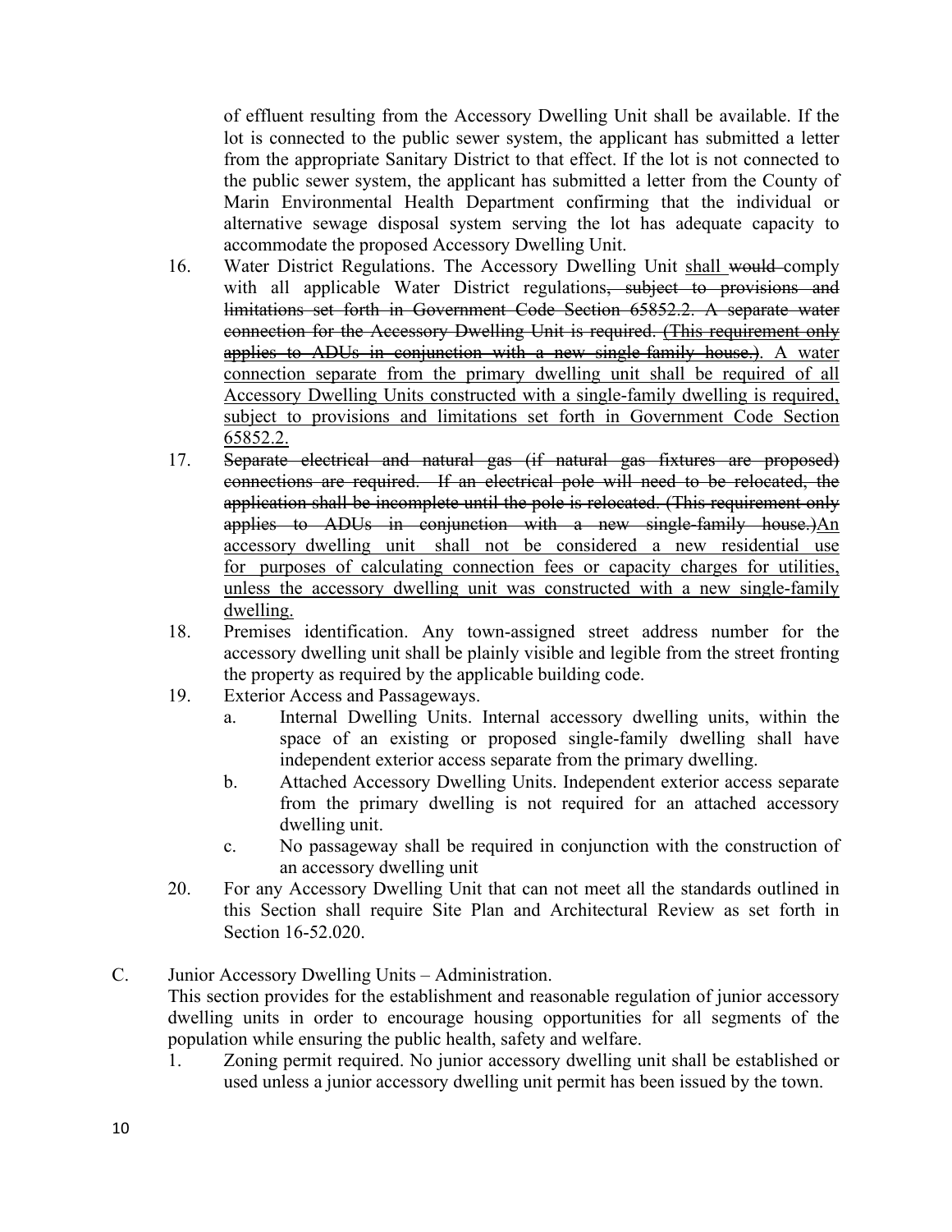of effluent resulting from the Accessory Dwelling Unit shall be available. If the lot is connected to the public sewer system, the applicant has submitted a letter from the appropriate Sanitary District to that effect. If the lot is not connected to the public sewer system, the applicant has submitted a letter from the County of Marin Environmental Health Department confirming that the individual or alternative sewage disposal system serving the lot has adequate capacity to accommodate the proposed Accessory Dwelling Unit.

16. Water District Regulations. The Accessory Dwelling Unit <u>shall</u> ~~would~~ comply with all applicable Water District regulations~~, subject to provisions and limitations set forth in Government Code Section 65852.2. A separate water connection for the Accessory Dwelling Unit is required. (This requirement only applies to ADUs in conjunction with a new single-family house.)~~. <u>A water connection separate from the primary dwelling unit shall be required of all Accessory Dwelling Units constructed with a single-family dwelling is required, subject to provisions and limitations set forth in Government Code Section 65852.2.</u>

17. ~~Separate electrical and natural gas (if natural gas fixtures are proposed) connections are required. If an electrical pole will need to be relocated, the application shall be incomplete until the pole is relocated. (This requirement only applies to ADUs in conjunction with a new single-family house.)~~<u>An accessory dwelling unit shall not be considered a new residential use for purposes of calculating connection fees or capacity charges for utilities, unless the accessory dwelling unit was constructed with a new single-family dwelling.</u>

18. Premises identification. Any town-assigned street address number for the accessory dwelling unit shall be plainly visible and legible from the street fronting the property as required by the applicable building code.

19. Exterior Access and Passageways.
    a. Internal Dwelling Units. Internal accessory dwelling units, within the space of an existing or proposed single-family dwelling shall have independent exterior access separate from the primary dwelling.
    b. Attached Accessory Dwelling Units. Independent exterior access separate from the primary dwelling is not required for an attached accessory dwelling unit.
    c. No passageway shall be required in conjunction with the construction of an accessory dwelling unit

20. For any Accessory Dwelling Unit that can not meet all the standards outlined in this Section shall require Site Plan and Architectural Review as set forth in Section 16-52.020.

C. Junior Accessory Dwelling Units – Administration.
This section provides for the establishment and reasonable regulation of junior accessory dwelling units in order to encourage housing opportunities for all segments of the population while ensuring the public health, safety and welfare.

1. Zoning permit required. No junior accessory dwelling unit shall be established or used unless a junior accessory dwelling unit permit has been issued by the town.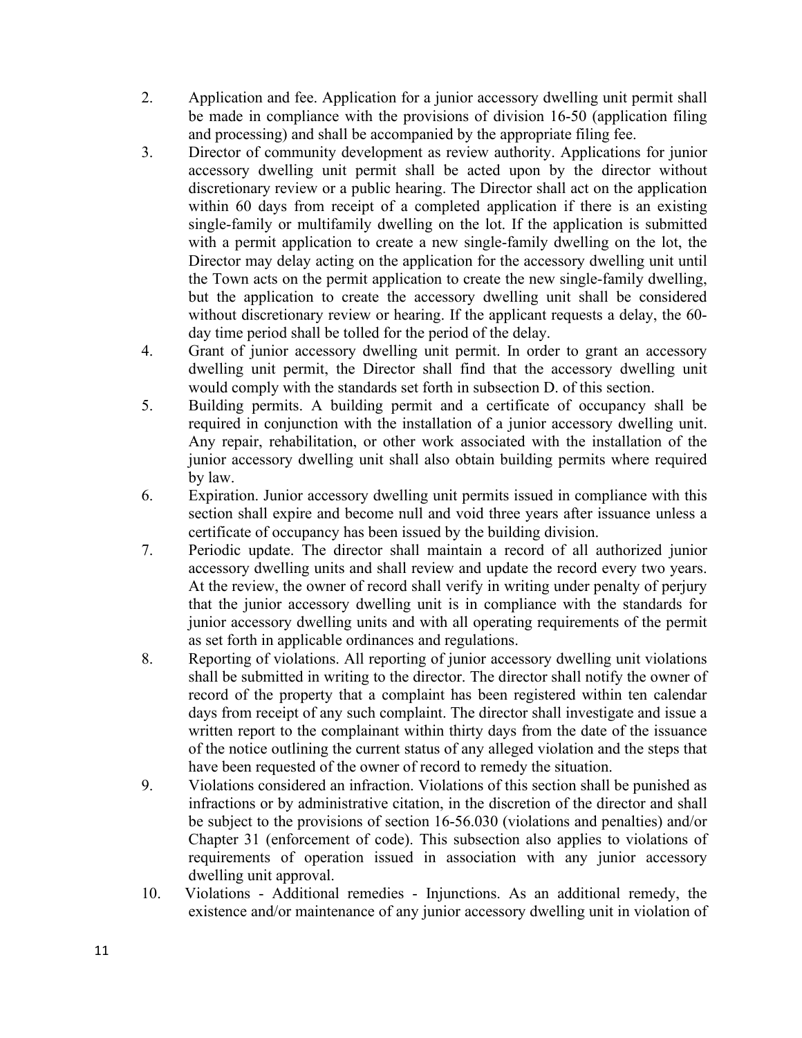2. Application and fee. Application for a junior accessory dwelling unit permit shall be made in compliance with the provisions of division 16-50 (application filing and processing) and shall be accompanied by the appropriate filing fee.
3. Director of community development as review authority. Applications for junior accessory dwelling unit permit shall be acted upon by the director without discretionary review or a public hearing. The Director shall act on the application within 60 days from receipt of a completed application if there is an existing single-family or multifamily dwelling on the lot. If the application is submitted with a permit application to create a new single-family dwelling on the lot, the Director may delay acting on the application for the accessory dwelling unit until the Town acts on the permit application to create the new single-family dwelling, but the application to create the accessory dwelling unit shall be considered without discretionary review or hearing. If the applicant requests a delay, the 60-day time period shall be tolled for the period of the delay.
4. Grant of junior accessory dwelling unit permit. In order to grant an accessory dwelling unit permit, the Director shall find that the accessory dwelling unit would comply with the standards set forth in subsection D. of this section.
5. Building permits. A building permit and a certificate of occupancy shall be required in conjunction with the installation of a junior accessory dwelling unit. Any repair, rehabilitation, or other work associated with the installation of the junior accessory dwelling unit shall also obtain building permits where required by law.
6. Expiration. Junior accessory dwelling unit permits issued in compliance with this section shall expire and become null and void three years after issuance unless a certificate of occupancy has been issued by the building division.
7. Periodic update. The director shall maintain a record of all authorized junior accessory dwelling units and shall review and update the record every two years. At the review, the owner of record shall verify in writing under penalty of perjury that the junior accessory dwelling unit is in compliance with the standards for junior accessory dwelling units and with all operating requirements of the permit as set forth in applicable ordinances and regulations.
8. Reporting of violations. All reporting of junior accessory dwelling unit violations shall be submitted in writing to the director. The director shall notify the owner of record of the property that a complaint has been registered within ten calendar days from receipt of any such complaint. The director shall investigate and issue a written report to the complainant within thirty days from the date of the issuance of the notice outlining the current status of any alleged violation and the steps that have been requested of the owner of record to remedy the situation.
9. Violations considered an infraction. Violations of this section shall be punished as infractions or by administrative citation, in the discretion of the director and shall be subject to the provisions of section 16-56.030 (violations and penalties) and/or Chapter 31 (enforcement of code). This subsection also applies to violations of requirements of operation issued in association with any junior accessory dwelling unit approval.
10. Violations - Additional remedies - Injunctions. As an additional remedy, the existence and/or maintenance of any junior accessory dwelling unit in violation of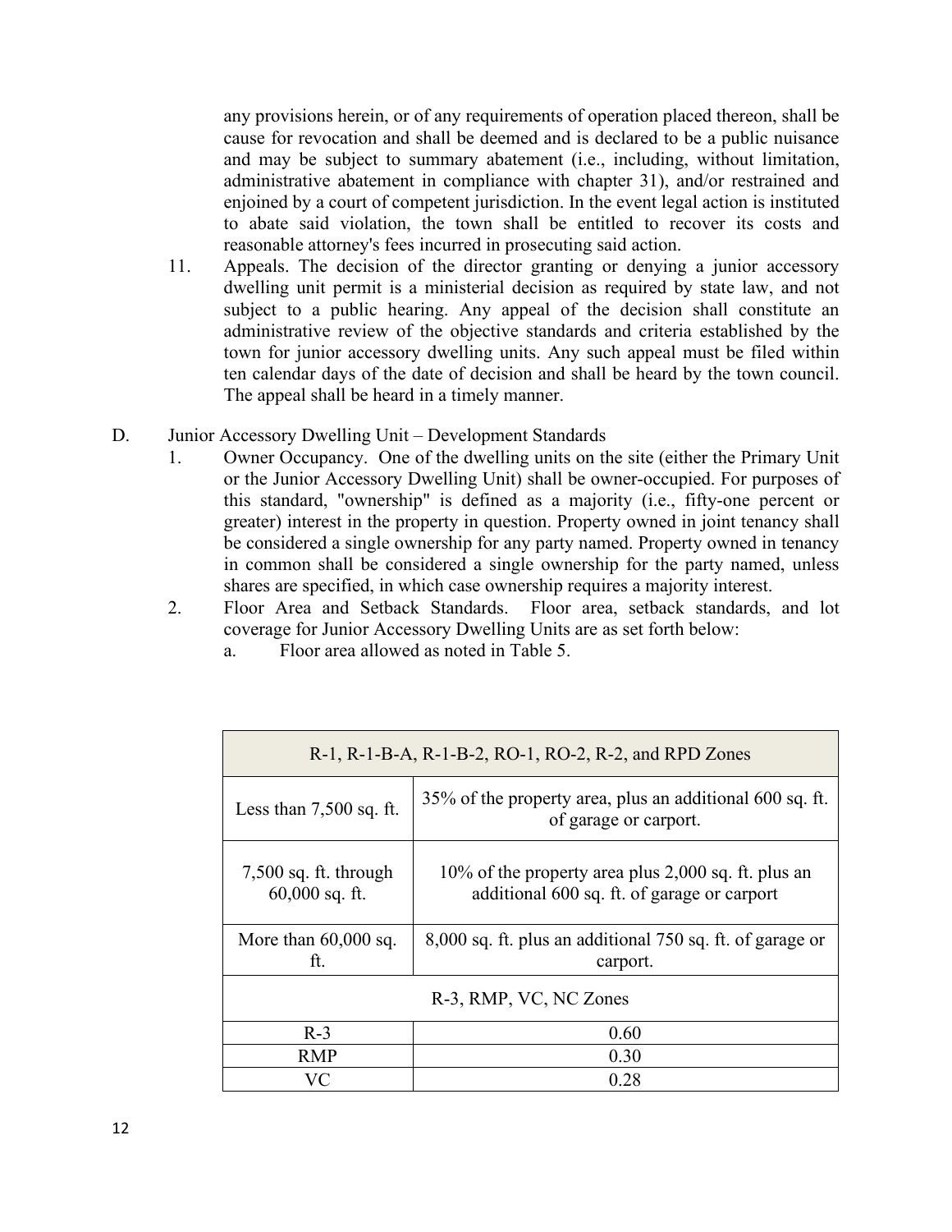any provisions herein, or of any requirements of operation placed thereon, shall be cause for revocation and shall be deemed and is declared to be a public nuisance and may be subject to summary abatement (i.e., including, without limitation, administrative abatement in compliance with chapter 31), and/or restrained and enjoined by a court of competent jurisdiction. In the event legal action is instituted to abate said violation, the town shall be entitled to recover its costs and reasonable attorney's fees incurred in prosecuting said action.

11. Appeals. The decision of the director granting or denying a junior accessory dwelling unit permit is a ministerial decision as required by state law, and not subject to a public hearing. Any appeal of the decision shall constitute an administrative review of the objective standards and criteria established by the town for junior accessory dwelling units. Any such appeal must be filed within ten calendar days of the date of decision and shall be heard by the town council. The appeal shall be heard in a timely manner.

D. Junior Accessory Dwelling Unit – Development Standards

1. Owner Occupancy. One of the dwelling units on the site (either the Primary Unit or the Junior Accessory Dwelling Unit) shall be owner-occupied. For purposes of this standard, "ownership" is defined as a majority (i.e., fifty-one percent or greater) interest in the property in question. Property owned in joint tenancy shall be considered a single ownership for any party named. Property owned in tenancy in common shall be considered a single ownership for the party named, unless shares are specified, in which case ownership requires a majority interest.

2. Floor Area and Setback Standards. Floor area, setback standards, and lot coverage for Junior Accessory Dwelling Units are as set forth below:

   a. Floor area allowed as noted in Table 5.

| R-1, R-1-B-A, R-1-B-2, RO-1, RO-2, R-2, and RPD Zones | |
|---|---|
| Less than 7,500 sq. ft. | 35% of the property area, plus an additional 600 sq. ft. of garage or carport. |
| 7,500 sq. ft. through 60,000 sq. ft. | 10% of the property area plus 2,000 sq. ft. plus an additional 600 sq. ft. of garage or carport |
| More than 60,000 sq. ft. | 8,000 sq. ft. plus an additional 750 sq. ft. of garage or carport. |
| R-3, RMP, VC, NC Zones | |
| R-3 | 0.60 |
| RMP | 0.30 |
| VC | 0.28 |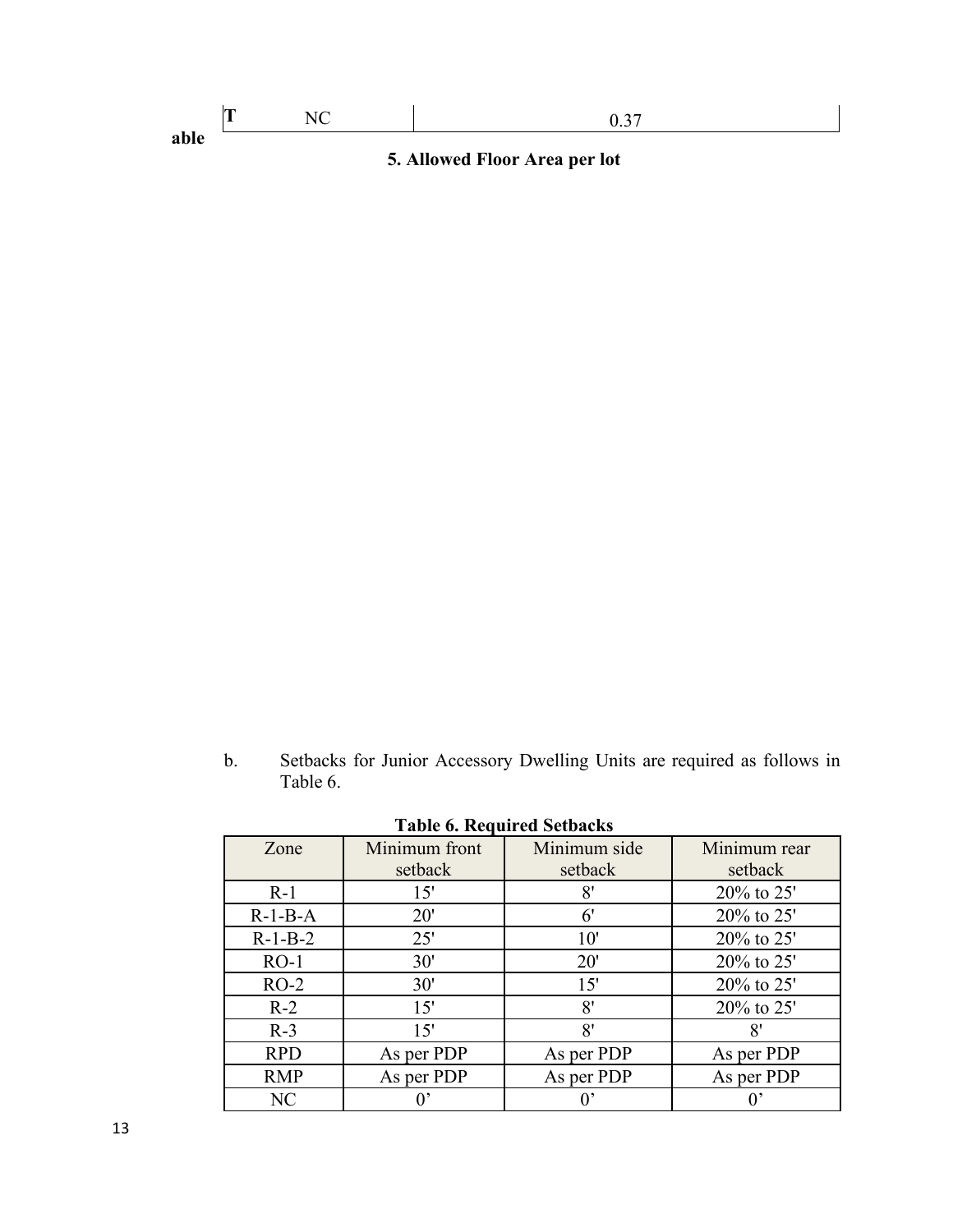| NC | 0.37 |
|---|---|

**Table 5. Allowed Floor Area per lot**

b. Setbacks for Junior Accessory Dwelling Units are required as follows in Table 6.

**Table 6. Required Setbacks**

| Zone | Minimum front setback | Minimum side setback | Minimum rear setback |
|---|---|---|---|
| R-1 | 15' | 8' | 20% to 25' |
| R-1-B-A | 20' | 6' | 20% to 25' |
| R-1-B-2 | 25' | 10' | 20% to 25' |
| RO-1 | 30' | 20' | 20% to 25' |
| RO-2 | 30' | 15' | 20% to 25' |
| R-2 | 15' | 8' | 20% to 25' |
| R-3 | 15' | 8' | 8' |
| RPD | As per PDP | As per PDP | As per PDP |
| RMP | As per PDP | As per PDP | As per PDP |
| NC | 0’ | 0’ | 0’ |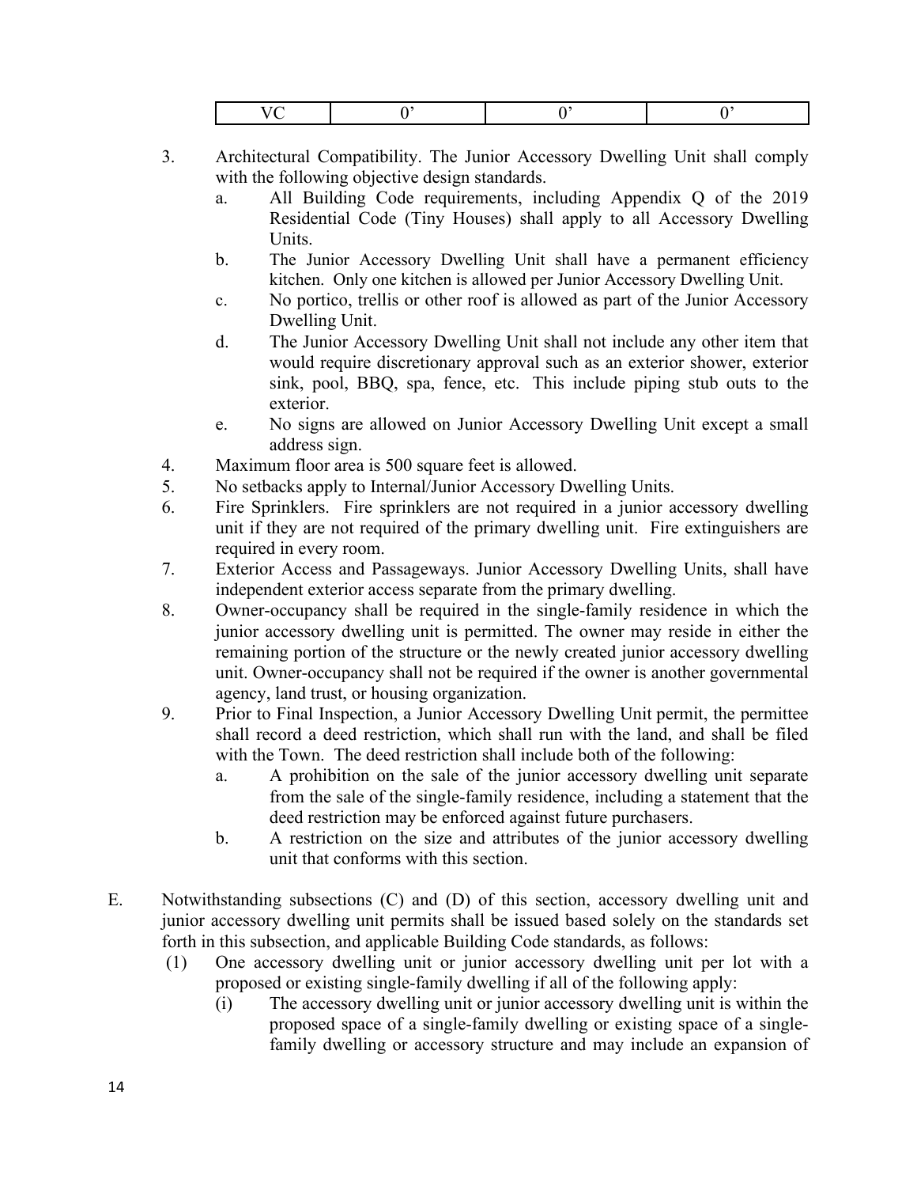| VC | 0’ | 0’ | 0’ |
|---|---|---|---|

3. Architectural Compatibility. The Junior Accessory Dwelling Unit shall comply with the following objective design standards.
   a. All Building Code requirements, including Appendix Q of the 2019 Residential Code (Tiny Houses) shall apply to all Accessory Dwelling Units.
   b. The Junior Accessory Dwelling Unit shall have a permanent efficiency kitchen. Only one kitchen is allowed per Junior Accessory Dwelling Unit.
   c. No portico, trellis or other roof is allowed as part of the Junior Accessory Dwelling Unit.
   d. The Junior Accessory Dwelling Unit shall not include any other item that would require discretionary approval such as an exterior shower, exterior sink, pool, BBQ, spa, fence, etc. This include piping stub outs to the exterior.
   e. No signs are allowed on Junior Accessory Dwelling Unit except a small address sign.
4. Maximum floor area is 500 square feet is allowed.
5. No setbacks apply to Internal/Junior Accessory Dwelling Units.
6. Fire Sprinklers. Fire sprinklers are not required in a junior accessory dwelling unit if they are not required of the primary dwelling unit. Fire extinguishers are required in every room.
7. Exterior Access and Passageways. Junior Accessory Dwelling Units, shall have independent exterior access separate from the primary dwelling.
8. Owner-occupancy shall be required in the single-family residence in which the junior accessory dwelling unit is permitted. The owner may reside in either the remaining portion of the structure or the newly created junior accessory dwelling unit. Owner-occupancy shall not be required if the owner is another governmental agency, land trust, or housing organization.
9. Prior to Final Inspection, a Junior Accessory Dwelling Unit permit, the permittee shall record a deed restriction, which shall run with the land, and shall be filed with the Town. The deed restriction shall include both of the following:
   a. A prohibition on the sale of the junior accessory dwelling unit separate from the sale of the single-family residence, including a statement that the deed restriction may be enforced against future purchasers.
   b. A restriction on the size and attributes of the junior accessory dwelling unit that conforms with this section.

E. Notwithstanding subsections (C) and (D) of this section, accessory dwelling unit and junior accessory dwelling unit permits shall be issued based solely on the standards set forth in this subsection, and applicable Building Code standards, as follows:
   (1) One accessory dwelling unit or junior accessory dwelling unit per lot with a proposed or existing single-family dwelling if all of the following apply:
      (i) The accessory dwelling unit or junior accessory dwelling unit is within the proposed space of a single-family dwelling or existing space of a single-family dwelling or accessory structure and may include an expansion of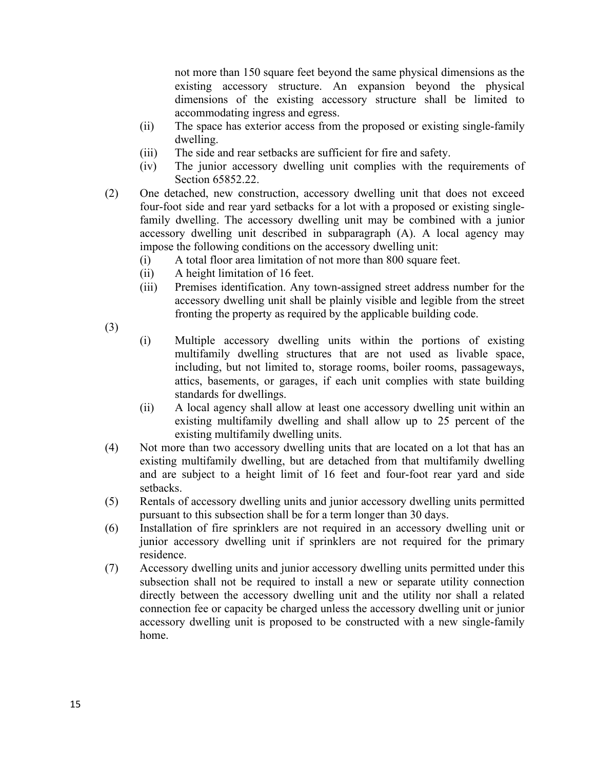not more than 150 square feet beyond the same physical dimensions as the existing accessory structure. An expansion beyond the physical dimensions of the existing accessory structure shall be limited to accommodating ingress and egress.

(ii) The space has exterior access from the proposed or existing single-family dwelling.

(iii) The side and rear setbacks are sufficient for fire and safety.

(iv) The junior accessory dwelling unit complies with the requirements of Section 65852.22.

(2) One detached, new construction, accessory dwelling unit that does not exceed four-foot side and rear yard setbacks for a lot with a proposed or existing single-family dwelling. The accessory dwelling unit may be combined with a junior accessory dwelling unit described in subparagraph (A). A local agency may impose the following conditions on the accessory dwelling unit:

(i) A total floor area limitation of not more than 800 square feet.

(ii) A height limitation of 16 feet.

(iii) Premises identification. Any town-assigned street address number for the accessory dwelling unit shall be plainly visible and legible from the street fronting the property as required by the applicable building code.

(3)

(i) Multiple accessory dwelling units within the portions of existing multifamily dwelling structures that are not used as livable space, including, but not limited to, storage rooms, boiler rooms, passageways, attics, basements, or garages, if each unit complies with state building standards for dwellings.

(ii) A local agency shall allow at least one accessory dwelling unit within an existing multifamily dwelling and shall allow up to 25 percent of the existing multifamily dwelling units.

(4) Not more than two accessory dwelling units that are located on a lot that has an existing multifamily dwelling, but are detached from that multifamily dwelling and are subject to a height limit of 16 feet and four-foot rear yard and side setbacks.

(5) Rentals of accessory dwelling units and junior accessory dwelling units permitted pursuant to this subsection shall be for a term longer than 30 days.

(6) Installation of fire sprinklers are not required in an accessory dwelling unit or junior accessory dwelling unit if sprinklers are not required for the primary residence.

(7) Accessory dwelling units and junior accessory dwelling units permitted under this subsection shall not be required to install a new or separate utility connection directly between the accessory dwelling unit and the utility nor shall a related connection fee or capacity be charged unless the accessory dwelling unit or junior accessory dwelling unit is proposed to be constructed with a new single-family home.